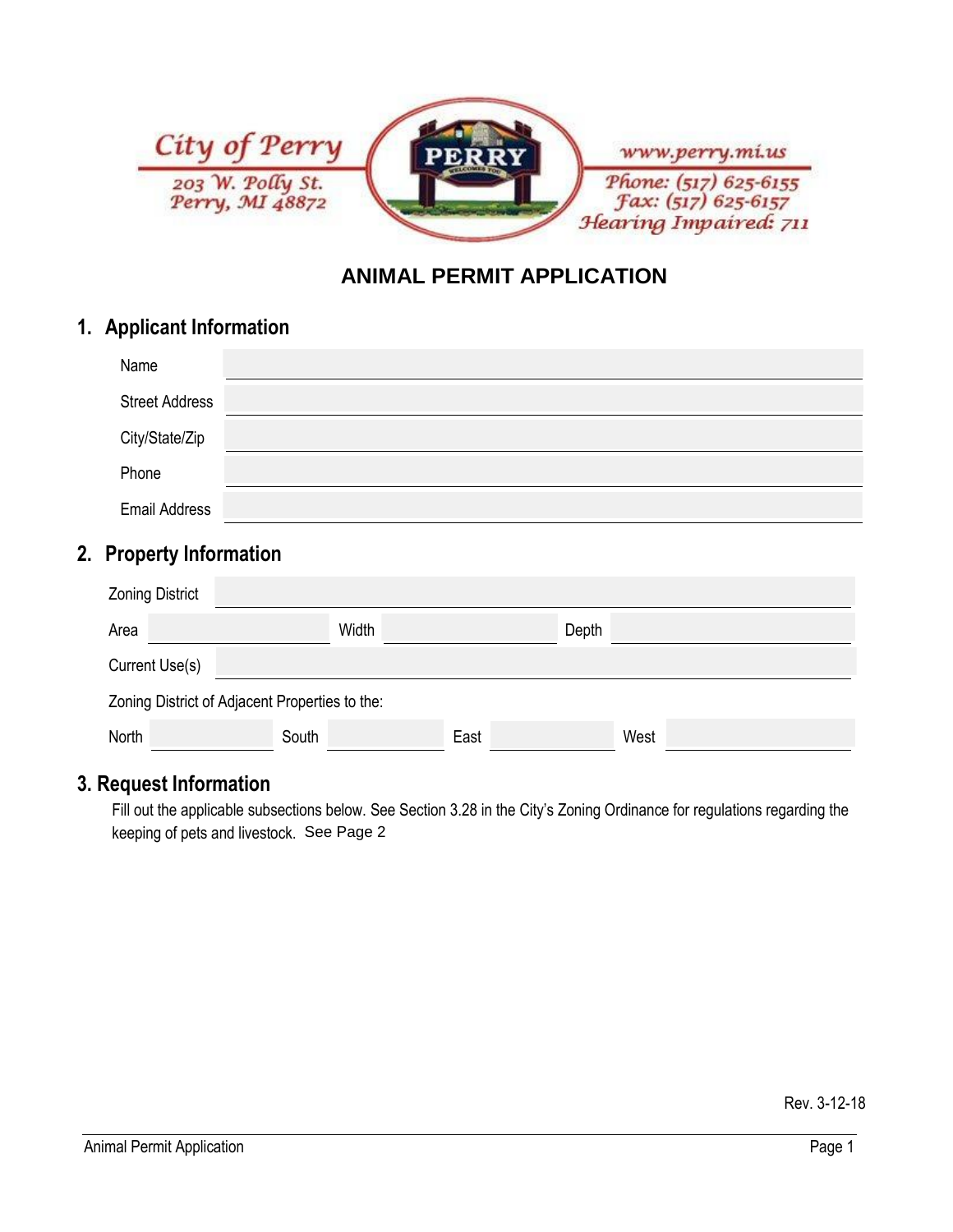City of Perry
203 W. Polly St.
Perry, MI 48872

www.perry.mi.us
Phone: (517) 625-6155
Fax: (517) 625-6157
Hearing Impaired: 711

# ANIMAL PERMIT APPLICATION

## 1. Applicant Information

Name

Street Address

City/State/Zip

Phone

Email Address

## 2. Property Information

Zoning District

Area | Width | Depth

Current Use(s)

Zoning District of Adjacent Properties to the:

North | South | East | West

## 3. Request Information

Fill out the applicable subsections below. See Section 3.28 in the City's Zoning Ordinance for regulations regarding the keeping of pets and livestock. See Page 2

Rev. 3-12-18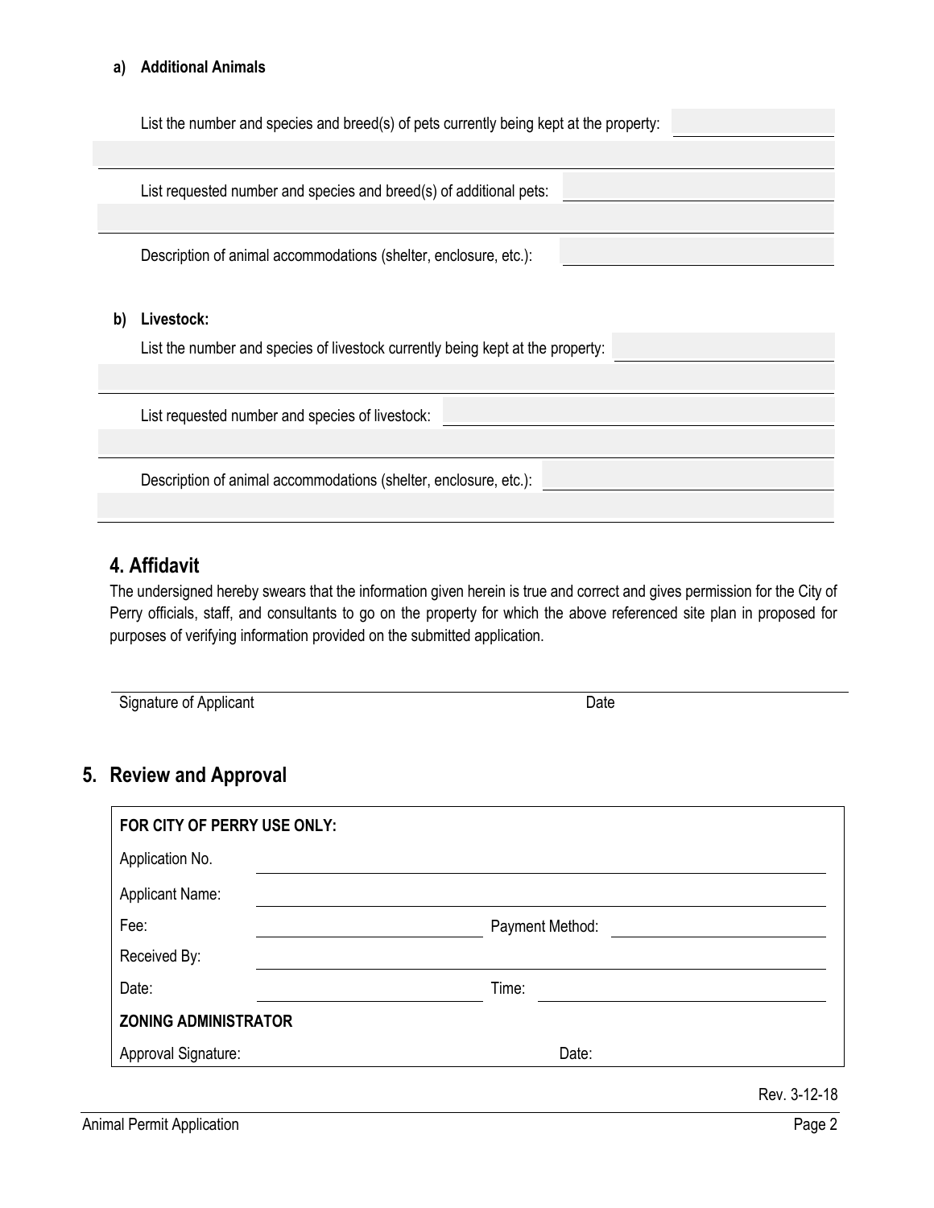**a) Additional Animals**

List the number and species and breed(s) of pets currently being kept at the property: \_\_\_\_\_\_\_\_\_\_

List requested number and species and breed(s) of additional pets: \_\_\_\_\_\_\_\_\_\_

Description of animal accommodations (shelter, enclosure, etc.): \_\_\_\_\_\_\_\_\_\_

**b) Livestock:**

List the number and species of livestock currently being kept at the property: \_\_\_\_\_\_\_\_\_\_

List requested number and species of livestock: \_\_\_\_\_\_\_\_\_\_

Description of animal accommodations (shelter, enclosure, etc.): \_\_\_\_\_\_\_\_\_\_

## 4. Affidavit

The undersigned hereby swears that the information given herein is true and correct and gives permission for the City of Perry officials, staff, and consultants to go on the property for which the above referenced site plan in proposed for purposes of verifying information provided on the submitted application.

Signature of Applicant \_\_\_\_\_\_\_\_\_\_ Date \_\_\_\_\_\_\_\_\_\_

## 5. Review and Approval

| | | | |
|---|---|---|---|
| **FOR CITY OF PERRY USE ONLY:** | | | |
| Application No. | | | |
| Applicant Name: | | | |
| Fee: | | Payment Method: | |
| Received By: | | | |
| Date: | | Time: | |
| **ZONING ADMINISTRATOR** | | | |
| Approval Signature: | | Date: | |

Rev. 3-12-18